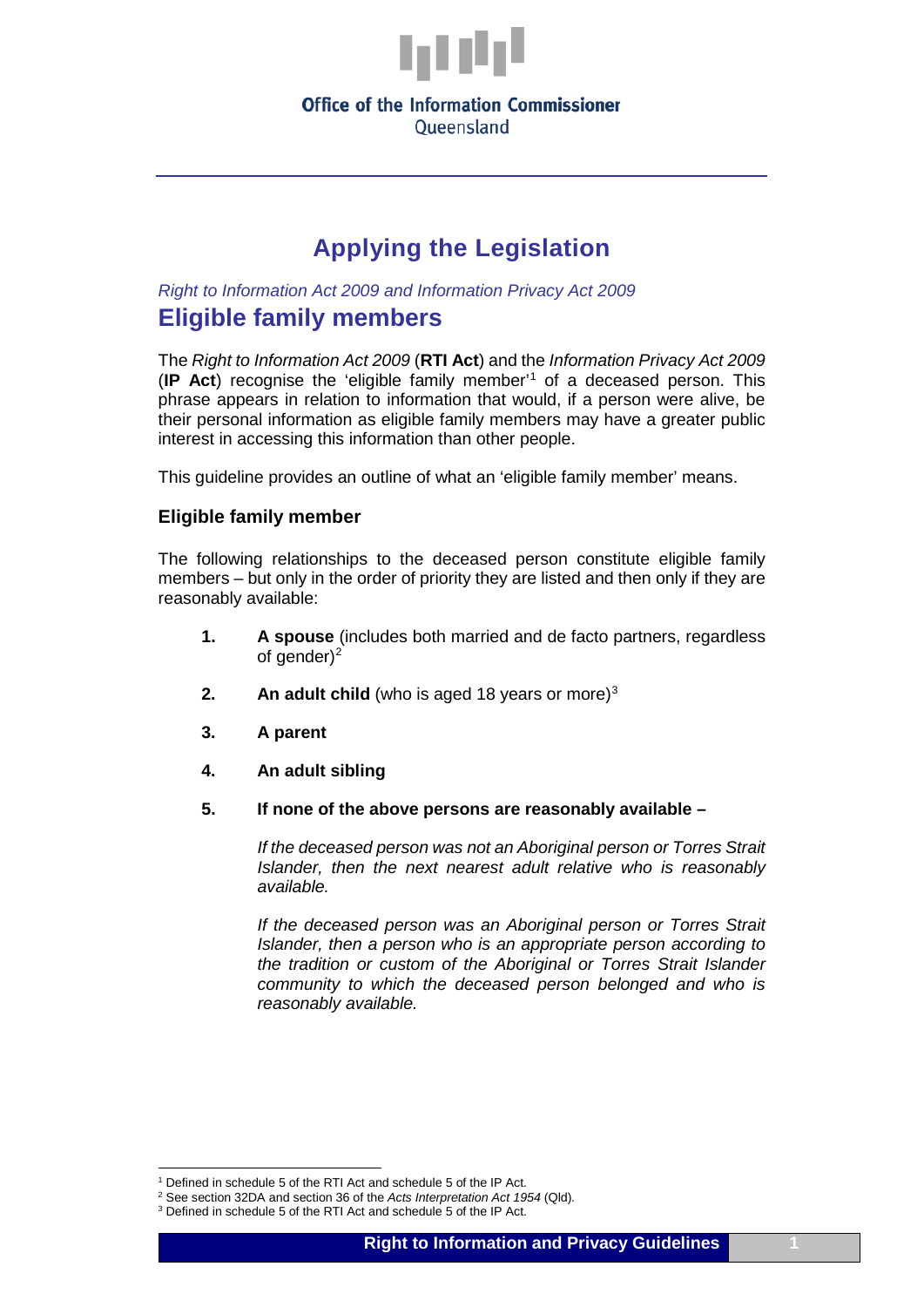Office of the Information Commissioner
Queensland

# Applying the Legislation

*Right to Information Act 2009 and Information Privacy Act 2009*

## Eligible family members

The *Right to Information Act 2009* (**RTI Act**) and the *Information Privacy Act 2009* (**IP Act**) recognise the 'eligible family member'[1] of a deceased person. This phrase appears in relation to information that would, if a person were alive, be their personal information as eligible family members may have a greater public interest in accessing this information than other people.

This guideline provides an outline of what an 'eligible family member' means.

### Eligible family member

The following relationships to the deceased person constitute eligible family members – but only in the order of priority they are listed and then only if they are reasonably available:

1. **A spouse** (includes both married and de facto partners, regardless of gender)[2]
2. **An adult child** (who is aged 18 years or more)[3]
3. **A parent**
4. **An adult sibling**
5. **If none of the above persons are reasonably available –**

   *If the deceased person was not an Aboriginal person or Torres Strait Islander, then the next nearest adult relative who is reasonably available.*

   *If the deceased person was an Aboriginal person or Torres Strait Islander, then a person who is an appropriate person according to the tradition or custom of the Aboriginal or Torres Strait Islander community to which the deceased person belonged and who is reasonably available.*

---

[1] Defined in schedule 5 of the RTI Act and schedule 5 of the IP Act.
[2] See section 32DA and section 36 of the *Acts Interpretation Act 1954* (Qld).
[3] Defined in schedule 5 of the RTI Act and schedule 5 of the IP Act.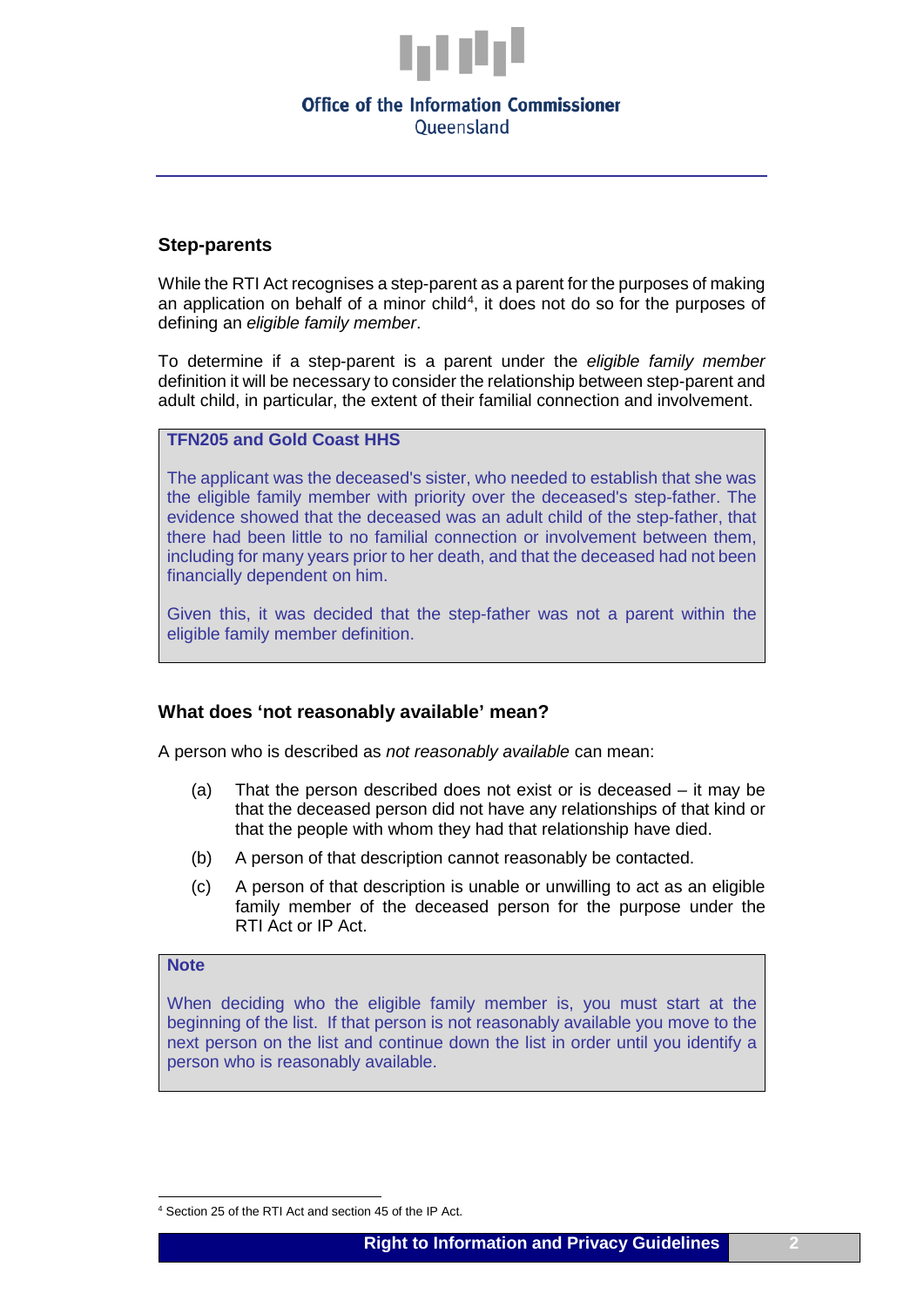## Step-parents

While the RTI Act recognises a step-parent as a parent for the purposes of making an application on behalf of a minor child[4], it does not do so for the purposes of defining an *eligible family member*.

To determine if a step-parent is a parent under the *eligible family member* definition it will be necessary to consider the relationship between step-parent and adult child, in particular, the extent of their familial connection and involvement.

> **TFN205 and Gold Coast HHS**
>
> The applicant was the deceased's sister, who needed to establish that she was the eligible family member with priority over the deceased's step-father. The evidence showed that the deceased was an adult child of the step-father, that there had been little to no familial connection or involvement between them, including for many years prior to her death, and that the deceased had not been financially dependent on him.
>
> Given this, it was decided that the step-father was not a parent within the eligible family member definition.

## What does 'not reasonably available' mean?

A person who is described as *not reasonably available* can mean:

(a) That the person described does not exist or is deceased – it may be that the deceased person did not have any relationships of that kind or that the people with whom they had that relationship have died.

(b) A person of that description cannot reasonably be contacted.

(c) A person of that description is unable or unwilling to act as an eligible family member of the deceased person for the purpose under the RTI Act or IP Act.

> **Note**
>
> When deciding who the eligible family member is, you must start at the beginning of the list. If that person is not reasonably available you move to the next person on the list and continue down the list in order until you identify a person who is reasonably available.

---

[4] Section 25 of the RTI Act and section 45 of the IP Act.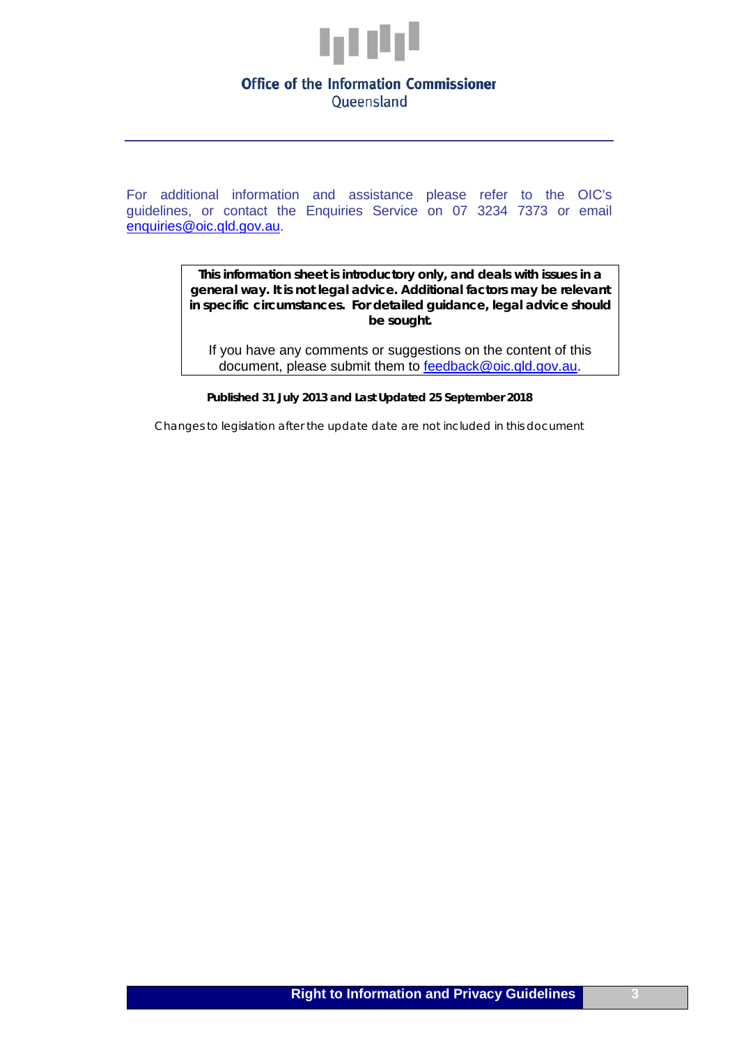**Office of the Information Commissioner**
Queensland

For additional information and assistance please refer to the OIC's guidelines, or contact the Enquiries Service on 07 3234 7373 or email enquiries@oic.qld.gov.au.

**This information sheet is introductory only, and deals with issues in a general way. It is not legal advice. Additional factors may be relevant in specific circumstances. For detailed guidance, legal advice should be sought.**

If you have any comments or suggestions on the content of this document, please submit them to feedback@oic.qld.gov.au.

**Published 31 July 2013 and Last Updated 25 September 2018**

*Changes to legislation after the update date are not included in this document*